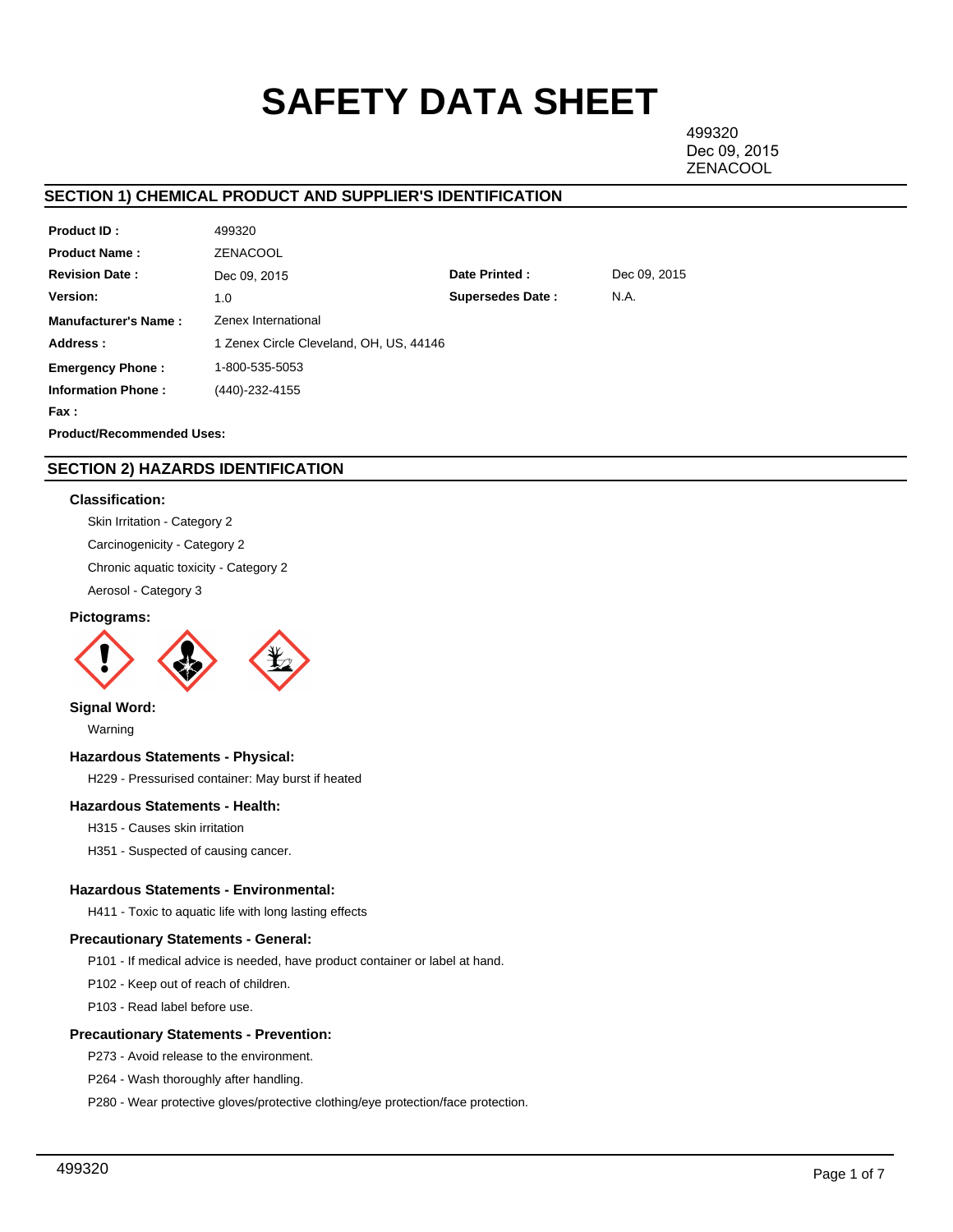# SAFETY DATA SHEET

499320
Dec 09, 2015
ZENACOOL

## SECTION 1) CHEMICAL PRODUCT AND SUPPLIER'S IDENTIFICATION

| | | | |
|---|---|---|---|
| **Product ID :** | 499320 | | |
| **Product Name :** | ZENACOOL | | |
| **Revision Date :** | Dec 09, 2015 | **Date Printed :** | Dec 09, 2015 |
| **Version:** | 1.0 | **Supersedes Date :** | N.A. |
| **Manufacturer's Name :** | Zenex International | | |
| **Address :** | 1 Zenex Circle Cleveland, OH, US, 44146 | | |
| **Emergency Phone :** | 1-800-535-5053 | | |
| **Information Phone :** | (440)-232-4155 | | |
| **Fax :** | | | |
| **Product/Recommended Uses:** | | | |

## SECTION 2) HAZARDS IDENTIFICATION

### Classification:

Skin Irritation - Category 2

Carcinogenicity - Category 2

Chronic aquatic toxicity - Category 2

Aerosol - Category 3

### Pictograms:

### Signal Word:

Warning

### Hazardous Statements - Physical:

H229 - Pressurised container: May burst if heated

### Hazardous Statements - Health:

H315 - Causes skin irritation

H351 - Suspected of causing cancer.

### Hazardous Statements - Environmental:

H411 - Toxic to aquatic life with long lasting effects

### Precautionary Statements - General:

P101 - If medical advice is needed, have product container or label at hand.

P102 - Keep out of reach of children.

P103 - Read label before use.

### Precautionary Statements - Prevention:

P273 - Avoid release to the environment.

P264 - Wash thoroughly after handling.

P280 - Wear protective gloves/protective clothing/eye protection/face protection.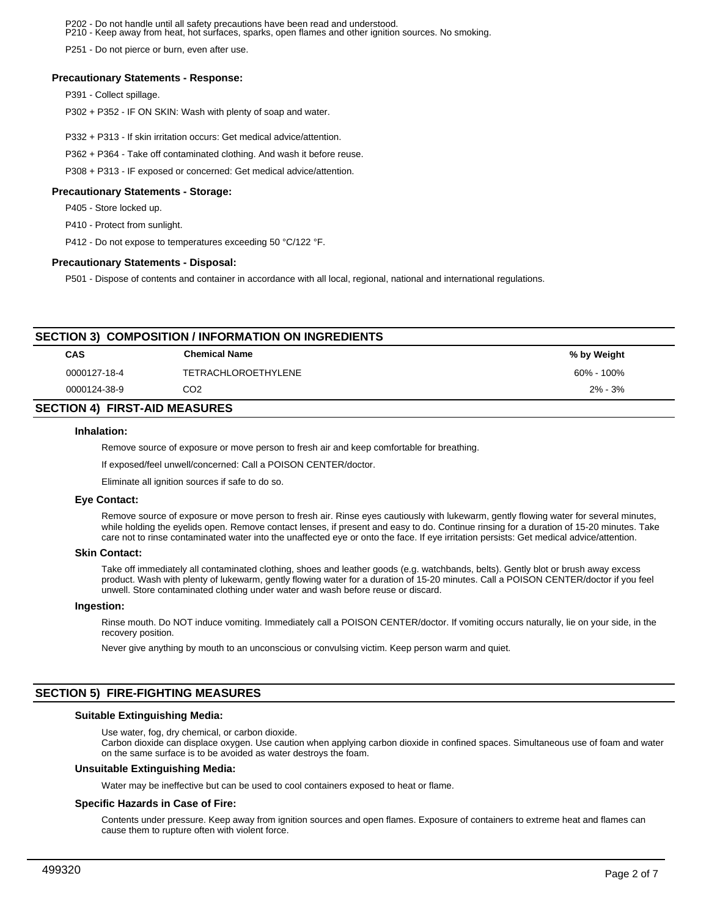P202 - Do not handle until all safety precautions have been read and understood.
P210 - Keep away from heat, hot surfaces, sparks, open flames and other ignition sources. No smoking.

P251 - Do not pierce or burn, even after use.

### Precautionary Statements - Response:

P391 - Collect spillage.

P302 + P352 - IF ON SKIN: Wash with plenty of soap and water.

P332 + P313 - If skin irritation occurs: Get medical advice/attention.

P362 + P364 - Take off contaminated clothing. And wash it before reuse.

P308 + P313 - IF exposed or concerned: Get medical advice/attention.

### Precautionary Statements - Storage:

P405 - Store locked up.

P410 - Protect from sunlight.

P412 - Do not expose to temperatures exceeding 50 °C/122 °F.

### Precautionary Statements - Disposal:

P501 - Dispose of contents and container in accordance with all local, regional, national and international regulations.

## SECTION 3) COMPOSITION / INFORMATION ON INGREDIENTS

| CAS | Chemical Name | % by Weight |
|---|---|---|
| 0000127-18-4 | TETRACHLOROETHYLENE | 60% - 100% |
| 0000124-38-9 | CO2 | 2% - 3% |

## SECTION 4) FIRST-AID MEASURES

### Inhalation:

Remove source of exposure or move person to fresh air and keep comfortable for breathing.

If exposed/feel unwell/concerned: Call a POISON CENTER/doctor.

Eliminate all ignition sources if safe to do so.

### Eye Contact:

Remove source of exposure or move person to fresh air. Rinse eyes cautiously with lukewarm, gently flowing water for several minutes, while holding the eyelids open. Remove contact lenses, if present and easy to do. Continue rinsing for a duration of 15-20 minutes. Take care not to rinse contaminated water into the unaffected eye or onto the face. If eye irritation persists: Get medical advice/attention.

### Skin Contact:

Take off immediately all contaminated clothing, shoes and leather goods (e.g. watchbands, belts). Gently blot or brush away excess product. Wash with plenty of lukewarm, gently flowing water for a duration of 15-20 minutes. Call a POISON CENTER/doctor if you feel unwell. Store contaminated clothing under water and wash before reuse or discard.

### Ingestion:

Rinse mouth. Do NOT induce vomiting. Immediately call a POISON CENTER/doctor. If vomiting occurs naturally, lie on your side, in the recovery position.

Never give anything by mouth to an unconscious or convulsing victim. Keep person warm and quiet.

## SECTION 5) FIRE-FIGHTING MEASURES

### Suitable Extinguishing Media:

Use water, fog, dry chemical, or carbon dioxide.
Carbon dioxide can displace oxygen. Use caution when applying carbon dioxide in confined spaces. Simultaneous use of foam and water on the same surface is to be avoided as water destroys the foam.

### Unsuitable Extinguishing Media:

Water may be ineffective but can be used to cool containers exposed to heat or flame.

### Specific Hazards in Case of Fire:

Contents under pressure. Keep away from ignition sources and open flames. Exposure of containers to extreme heat and flames can cause them to rupture often with violent force.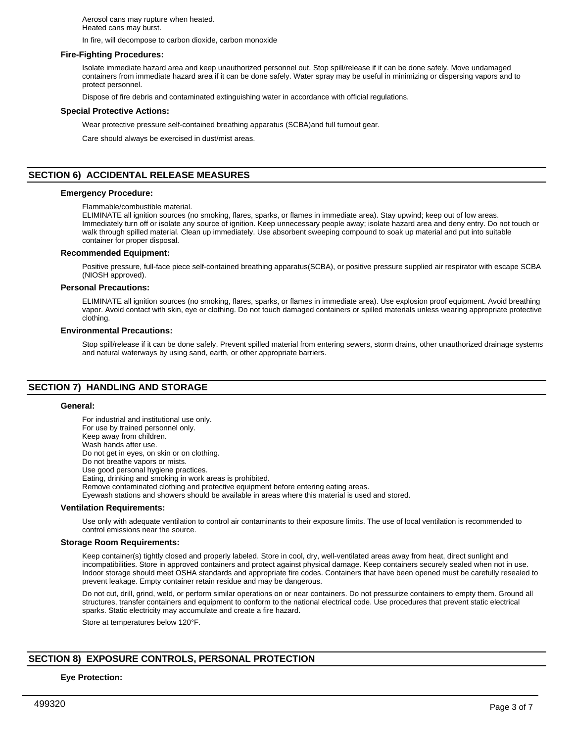Aerosol cans may rupture when heated.
Heated cans may burst.

In fire, will decompose to carbon dioxide, carbon monoxide

### Fire-Fighting Procedures:

Isolate immediate hazard area and keep unauthorized personnel out. Stop spill/release if it can be done safely. Move undamaged containers from immediate hazard area if it can be done safely. Water spray may be useful in minimizing or dispersing vapors and to protect personnel.

Dispose of fire debris and contaminated extinguishing water in accordance with official regulations.

### Special Protective Actions:

Wear protective pressure self-contained breathing apparatus (SCBA)and full turnout gear.

Care should always be exercised in dust/mist areas.

## SECTION 6) ACCIDENTAL RELEASE MEASURES

### Emergency Procedure:

Flammable/combustible material.
ELIMINATE all ignition sources (no smoking, flares, sparks, or flames in immediate area). Stay upwind; keep out of low areas. Immediately turn off or isolate any source of ignition. Keep unnecessary people away; isolate hazard area and deny entry. Do not touch or walk through spilled material. Clean up immediately. Use absorbent sweeping compound to soak up material and put into suitable container for proper disposal.

### Recommended Equipment:

Positive pressure, full-face piece self-contained breathing apparatus(SCBA), or positive pressure supplied air respirator with escape SCBA (NIOSH approved).

### Personal Precautions:

ELIMINATE all ignition sources (no smoking, flares, sparks, or flames in immediate area). Use explosion proof equipment. Avoid breathing vapor. Avoid contact with skin, eye or clothing. Do not touch damaged containers or spilled materials unless wearing appropriate protective clothing.

### Environmental Precautions:

Stop spill/release if it can be done safely. Prevent spilled material from entering sewers, storm drains, other unauthorized drainage systems and natural waterways by using sand, earth, or other appropriate barriers.

## SECTION 7) HANDLING AND STORAGE

### General:

For industrial and institutional use only.
For use by trained personnel only.
Keep away from children.
Wash hands after use.
Do not get in eyes, on skin or on clothing.
Do not breathe vapors or mists.
Use good personal hygiene practices.
Eating, drinking and smoking in work areas is prohibited.
Remove contaminated clothing and protective equipment before entering eating areas.
Eyewash stations and showers should be available in areas where this material is used and stored.

### Ventilation Requirements:

Use only with adequate ventilation to control air contaminants to their exposure limits. The use of local ventilation is recommended to control emissions near the source.

### Storage Room Requirements:

Keep container(s) tightly closed and properly labeled. Store in cool, dry, well-ventilated areas away from heat, direct sunlight and incompatibilities. Store in approved containers and protect against physical damage. Keep containers securely sealed when not in use. Indoor storage should meet OSHA standards and appropriate fire codes. Containers that have been opened must be carefully resealed to prevent leakage. Empty container retain residue and may be dangerous.

Do not cut, drill, grind, weld, or perform similar operations on or near containers. Do not pressurize containers to empty them. Ground all structures, transfer containers and equipment to conform to the national electrical code. Use procedures that prevent static electrical sparks. Static electricity may accumulate and create a fire hazard.

Store at temperatures below 120°F.

## SECTION 8) EXPOSURE CONTROLS, PERSONAL PROTECTION

### Eye Protection: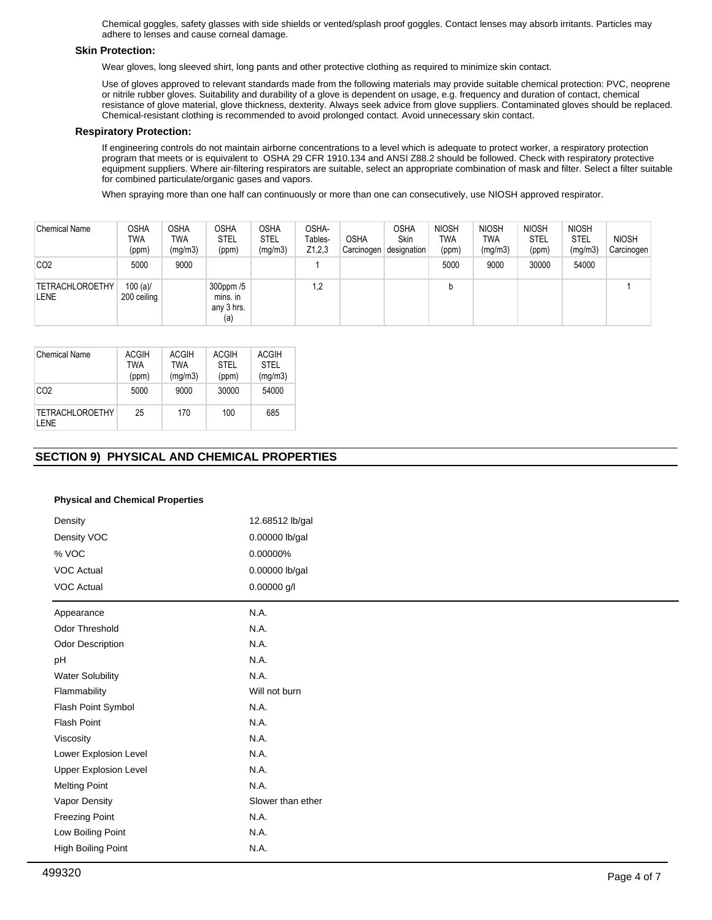Chemical goggles, safety glasses with side shields or vented/splash proof goggles. Contact lenses may absorb irritants. Particles may adhere to lenses and cause corneal damage.

**Skin Protection:**

Wear gloves, long sleeved shirt, long pants and other protective clothing as required to minimize skin contact.

Use of gloves approved to relevant standards made from the following materials may provide suitable chemical protection: PVC, neoprene or nitrile rubber gloves. Suitability and durability of a glove is dependent on usage, e.g. frequency and duration of contact, chemical resistance of glove material, glove thickness, dexterity. Always seek advice from glove suppliers. Contaminated gloves should be replaced. Chemical-resistant clothing is recommended to avoid prolonged contact. Avoid unnecessary skin contact.

**Respiratory Protection:**

If engineering controls do not maintain airborne concentrations to a level which is adequate to protect worker, a respiratory protection program that meets or is equivalent to OSHA 29 CFR 1910.134 and ANSI Z88.2 should be followed. Check with respiratory protective equipment suppliers. Where air-filtering respirators are suitable, select an appropriate combination of mask and filter. Select a filter suitable for combined particulate/organic gases and vapors.

When spraying more than one half can continuously or more than one can consecutively, use NIOSH approved respirator.

| Chemical Name | OSHA TWA (ppm) | OSHA TWA (mg/m3) | OSHA STEL (ppm) | OSHA STEL (mg/m3) | OSHA-Tables-Z1,2,3 | OSHA Carcinogen | OSHA Skin designation | NIOSH TWA (ppm) | NIOSH TWA (mg/m3) | NIOSH STEL (ppm) | NIOSH STEL (mg/m3) | NIOSH Carcinogen |
|---|---|---|---|---|---|---|---|---|---|---|---|---|
| CO2 | 5000 | 9000 | | | 1 | | | 5000 | 9000 | 30000 | 54000 | |
| TETRACHLOROETHYLENE | 100 (a)/ 200 ceiling | | 300ppm /5 mins. in any 3 hrs. (a) | | 1,2 | | | b | | | | 1 |

| Chemical Name | ACGIH TWA (ppm) | ACGIH TWA (mg/m3) | ACGIH STEL (ppm) | ACGIH STEL (mg/m3) |
|---|---|---|---|---|
| CO2 | 5000 | 9000 | 30000 | 54000 |
| TETRACHLOROETHYLENE | 25 | 170 | 100 | 685 |

## SECTION 9) PHYSICAL AND CHEMICAL PROPERTIES

**Physical and Chemical Properties**

| | |
|---|---|
| Density | 12.68512 lb/gal |
| Density VOC | 0.00000 lb/gal |
| % VOC | 0.00000% |
| VOC Actual | 0.00000 lb/gal |
| VOC Actual | 0.00000 g/l |
| Appearance | N.A. |
| Odor Threshold | N.A. |
| Odor Description | N.A. |
| pH | N.A. |
| Water Solubility | N.A. |
| Flammability | Will not burn |
| Flash Point Symbol | N.A. |
| Flash Point | N.A. |
| Viscosity | N.A. |
| Lower Explosion Level | N.A. |
| Upper Explosion Level | N.A. |
| Melting Point | N.A. |
| Vapor Density | Slower than ether |
| Freezing Point | N.A. |
| Low Boiling Point | N.A. |
| High Boiling Point | N.A. |

499320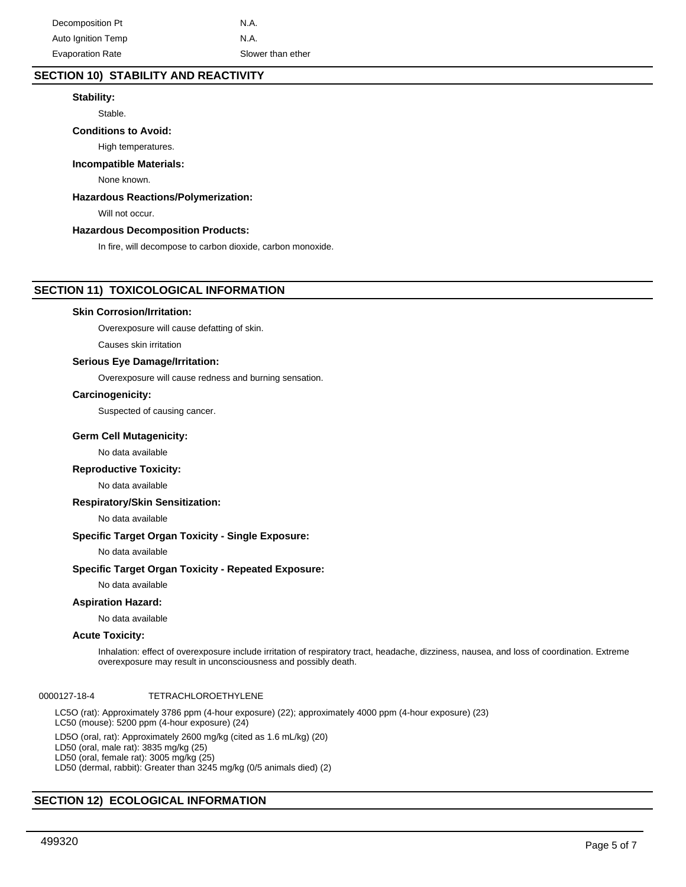| | |
|---|---|
| Decomposition Pt | N.A. |
| Auto Ignition Temp | N.A. |
| Evaporation Rate | Slower than ether |

## SECTION 10) STABILITY AND REACTIVITY

**Stability:**

Stable.

**Conditions to Avoid:**

High temperatures.

**Incompatible Materials:**

None known.

**Hazardous Reactions/Polymerization:**

Will not occur.

**Hazardous Decomposition Products:**

In fire, will decompose to carbon dioxide, carbon monoxide.

## SECTION 11) TOXICOLOGICAL INFORMATION

**Skin Corrosion/Irritation:**

Overexposure will cause defatting of skin.

Causes skin irritation

**Serious Eye Damage/Irritation:**

Overexposure will cause redness and burning sensation.

**Carcinogenicity:**

Suspected of causing cancer.

**Germ Cell Mutagenicity:**

No data available

**Reproductive Toxicity:**

No data available

**Respiratory/Skin Sensitization:**

No data available

**Specific Target Organ Toxicity - Single Exposure:**

No data available

**Specific Target Organ Toxicity - Repeated Exposure:**

No data available

**Aspiration Hazard:**

No data available

**Acute Toxicity:**

Inhalation: effect of overexposure include irritation of respiratory tract, headache, dizziness, nausea, and loss of coordination. Extreme overexposure may result in unconsciousness and possibly death.

0000127-18-4 TETRACHLOROETHYLENE

LC5O (rat): Approximately 3786 ppm (4-hour exposure) (22); approximately 4000 ppm (4-hour exposure) (23)
LC50 (mouse): 5200 ppm (4-hour exposure) (24)

LD5O (oral, rat): Approximately 2600 mg/kg (cited as 1.6 mL/kg) (20)
LD50 (oral, male rat): 3835 mg/kg (25)
LD50 (oral, female rat): 3005 mg/kg (25)
LD50 (dermal, rabbit): Greater than 3245 mg/kg (0/5 animals died) (2)

## SECTION 12) ECOLOGICAL INFORMATION

499320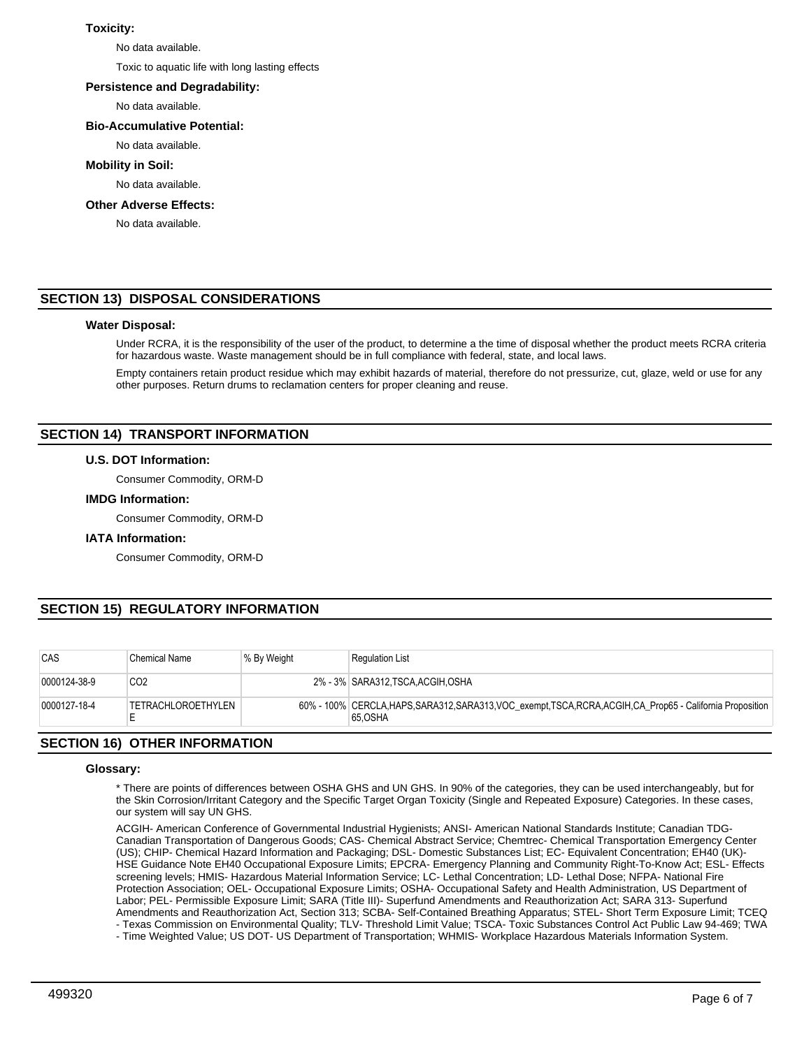### Toxicity:

No data available.

Toxic to aquatic life with long lasting effects

### Persistence and Degradability:

No data available.

### Bio-Accumulative Potential:

No data available.

### Mobility in Soil:

No data available.

### Other Adverse Effects:

No data available.

## SECTION 13) DISPOSAL CONSIDERATIONS

### Water Disposal:

Under RCRA, it is the responsibility of the user of the product, to determine a the time of disposal whether the product meets RCRA criteria for hazardous waste. Waste management should be in full compliance with federal, state, and local laws.

Empty containers retain product residue which may exhibit hazards of material, therefore do not pressurize, cut, glaze, weld or use for any other purposes. Return drums to reclamation centers for proper cleaning and reuse.

## SECTION 14) TRANSPORT INFORMATION

### U.S. DOT Information:

Consumer Commodity, ORM-D

### IMDG Information:

Consumer Commodity, ORM-D

### IATA Information:

Consumer Commodity, ORM-D

## SECTION 15) REGULATORY INFORMATION

| CAS | Chemical Name | % By Weight | Regulation List |
| --- | --- | --- | --- |
| 0000124-38-9 | CO2 | 2% - 3% | SARA312,TSCA,ACGIH,OSHA |
| 0000127-18-4 | TETRACHLOROETHYLENE | 60% - 100% | CERCLA,HAPS,SARA312,SARA313,VOC_exempt,TSCA,RCRA,ACGIH,CA_Prop65 - California Proposition 65,OSHA |

## SECTION 16) OTHER INFORMATION

### Glossary:

* There are points of differences between OSHA GHS and UN GHS. In 90% of the categories, they can be used interchangeably, but for the Skin Corrosion/Irritant Category and the Specific Target Organ Toxicity (Single and Repeated Exposure) Categories. In these cases, our system will say UN GHS.

ACGIH- American Conference of Governmental Industrial Hygienists; ANSI- American National Standards Institute; Canadian TDG- Canadian Transportation of Dangerous Goods; CAS- Chemical Abstract Service; Chemtrec- Chemical Transportation Emergency Center (US); CHIP- Chemical Hazard Information and Packaging; DSL- Domestic Substances List; EC- Equivalent Concentration; EH40 (UK)- HSE Guidance Note EH40 Occupational Exposure Limits; EPCRA- Emergency Planning and Community Right-To-Know Act; ESL- Effects screening levels; HMIS- Hazardous Material Information Service; LC- Lethal Concentration; LD- Lethal Dose; NFPA- National Fire Protection Association; OEL- Occupational Exposure Limits; OSHA- Occupational Safety and Health Administration, US Department of Labor; PEL- Permissible Exposure Limit; SARA (Title III)- Superfund Amendments and Reauthorization Act; SARA 313- Superfund Amendments and Reauthorization Act, Section 313; SCBA- Self-Contained Breathing Apparatus; STEL- Short Term Exposure Limit; TCEQ - Texas Commission on Environmental Quality; TLV- Threshold Limit Value; TSCA- Toxic Substances Control Act Public Law 94-469; TWA - Time Weighted Value; US DOT- US Department of Transportation; WHMIS- Workplace Hazardous Materials Information System.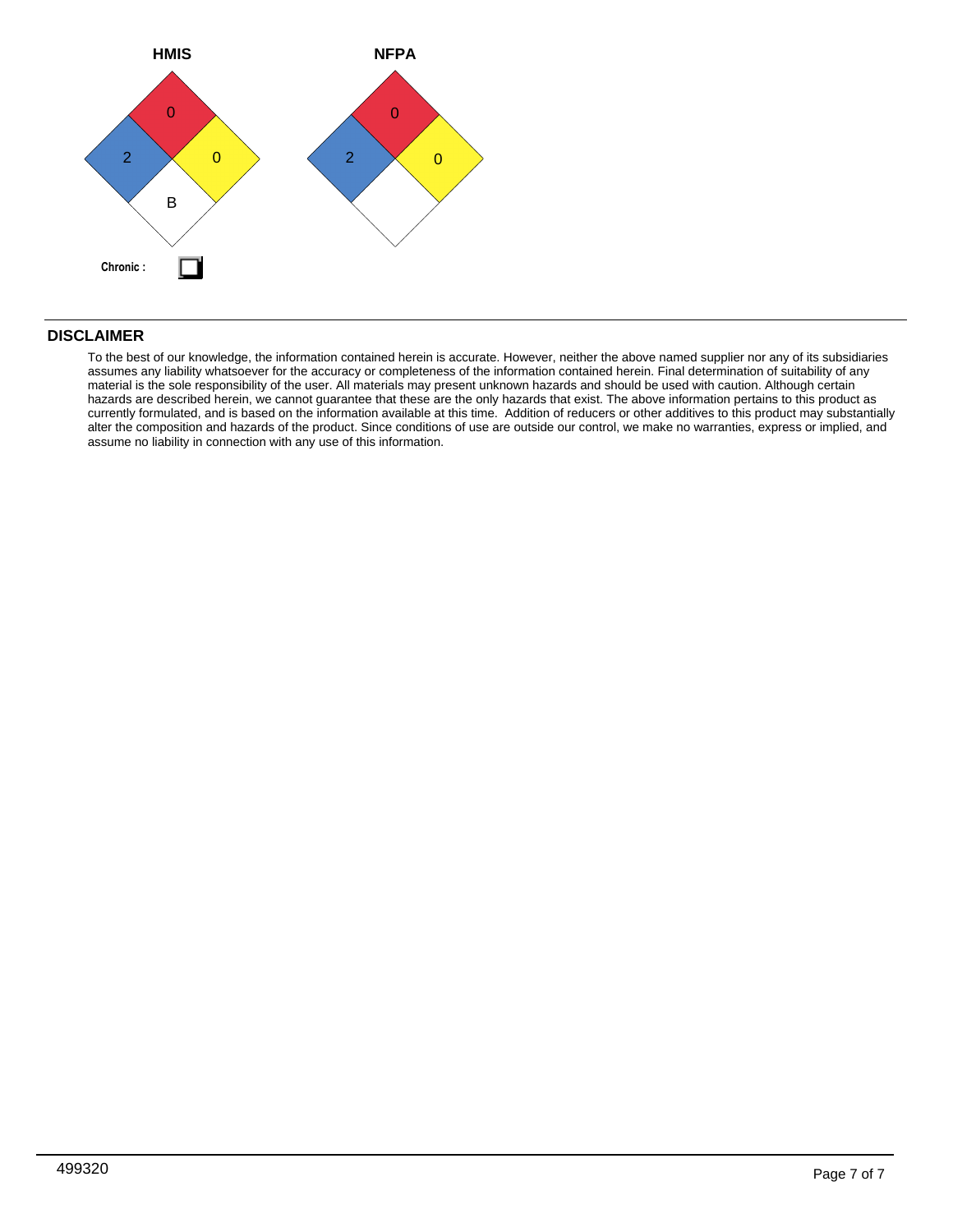**HMIS**

0

2 0

B

Chronic :

**NFPA**

0

2 0

## DISCLAIMER

To the best of our knowledge, the information contained herein is accurate. However, neither the above named supplier nor any of its subsidiaries assumes any liability whatsoever for the accuracy or completeness of the information contained herein. Final determination of suitability of any material is the sole responsibility of the user. All materials may present unknown hazards and should be used with caution. Although certain hazards are described herein, we cannot guarantee that these are the only hazards that exist. The above information pertains to this product as currently formulated, and is based on the information available at this time. Addition of reducers or other additives to this product may substantially alter the composition and hazards of the product. Since conditions of use are outside our control, we make no warranties, express or implied, and assume no liability in connection with any use of this information.